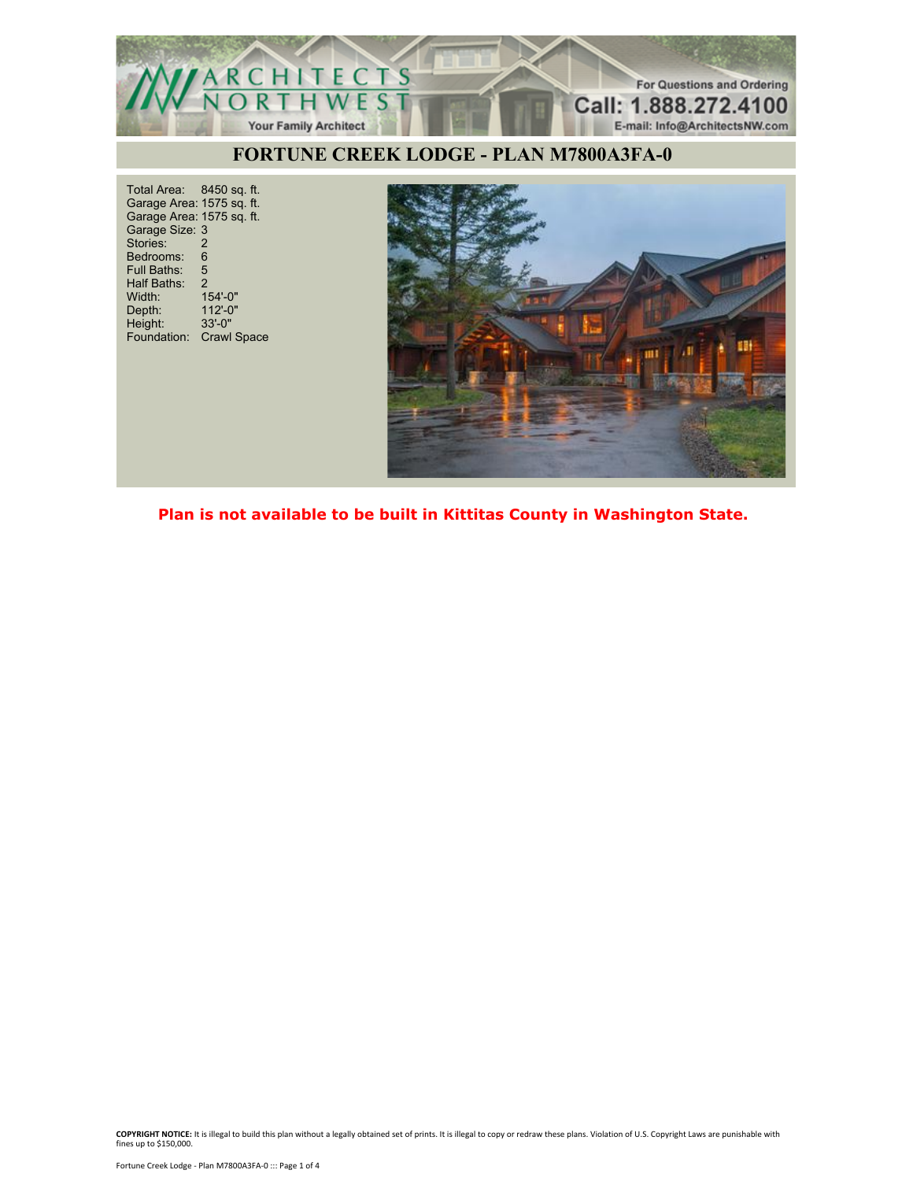# FORTUNE CREEK LODGE - PLAN M7800A3FA-0

| | |
|---|---|
| Total Area: | 8450 sq. ft. |
| Garage Area: | 1575 sq. ft. |
| Garage Area: | 1575 sq. ft. |
| Garage Size: | 3 |
| Stories: | 2 |
| Bedrooms: | 6 |
| Full Baths: | 5 |
| Half Baths: | 2 |
| Width: | 154'-0" |
| Depth: | 112'-0" |
| Height: | 33'-0" |
| Foundation: | Crawl Space |

**Plan is not available to be built in Kittitas County in Washington State.**

**COPYRIGHT NOTICE:** It is illegal to build this plan without a legally obtained set of prints. It is illegal to copy or redraw these plans. Violation of U.S. Copyright Laws are punishable with fines up to $150,000.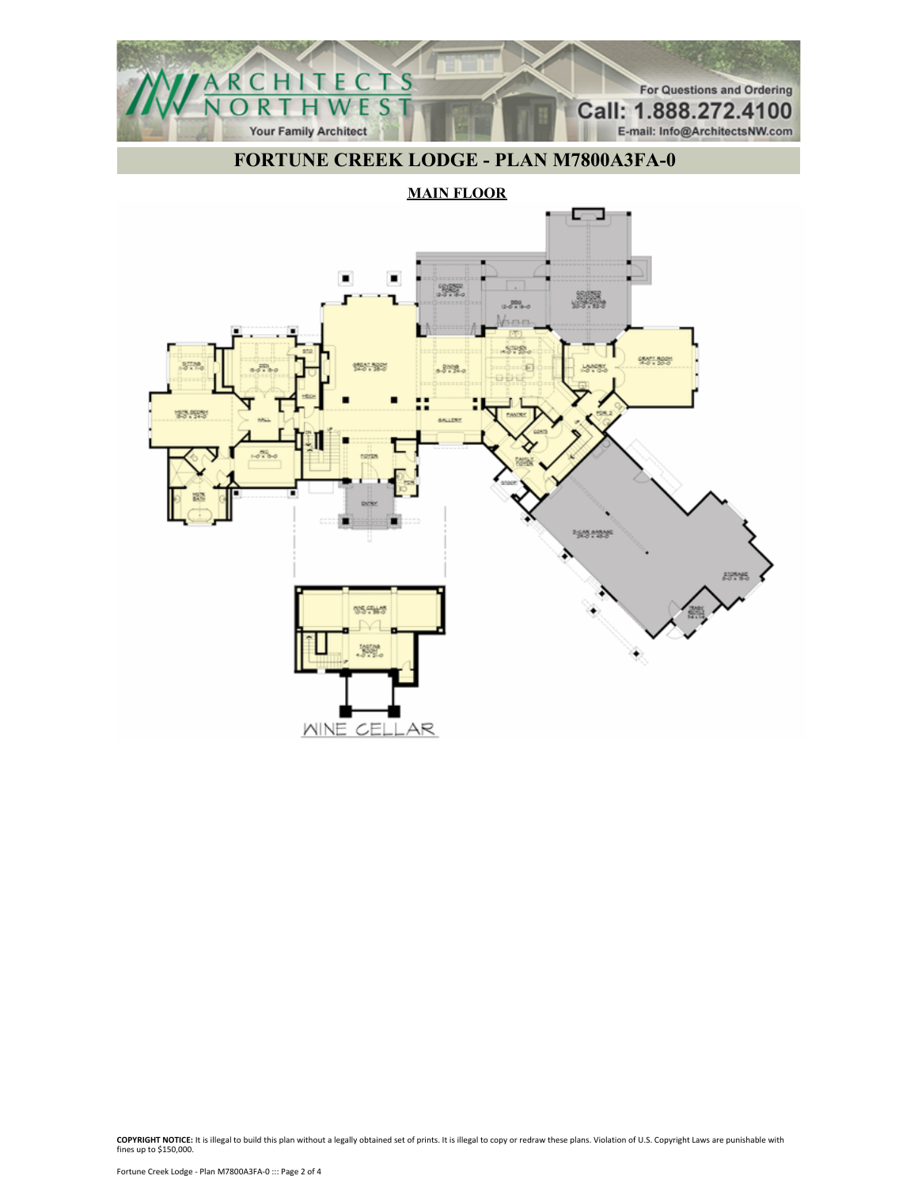# FORTUNE CREEK LODGE - PLAN M7800A3FA-0

## MAIN FLOOR

WINE CELLAR

**COPYRIGHT NOTICE:** It is illegal to build this plan without a legally obtained set of prints. It is illegal to copy or redraw these plans. Violation of U.S. Copyright Laws are punishable with fines up to $150,000.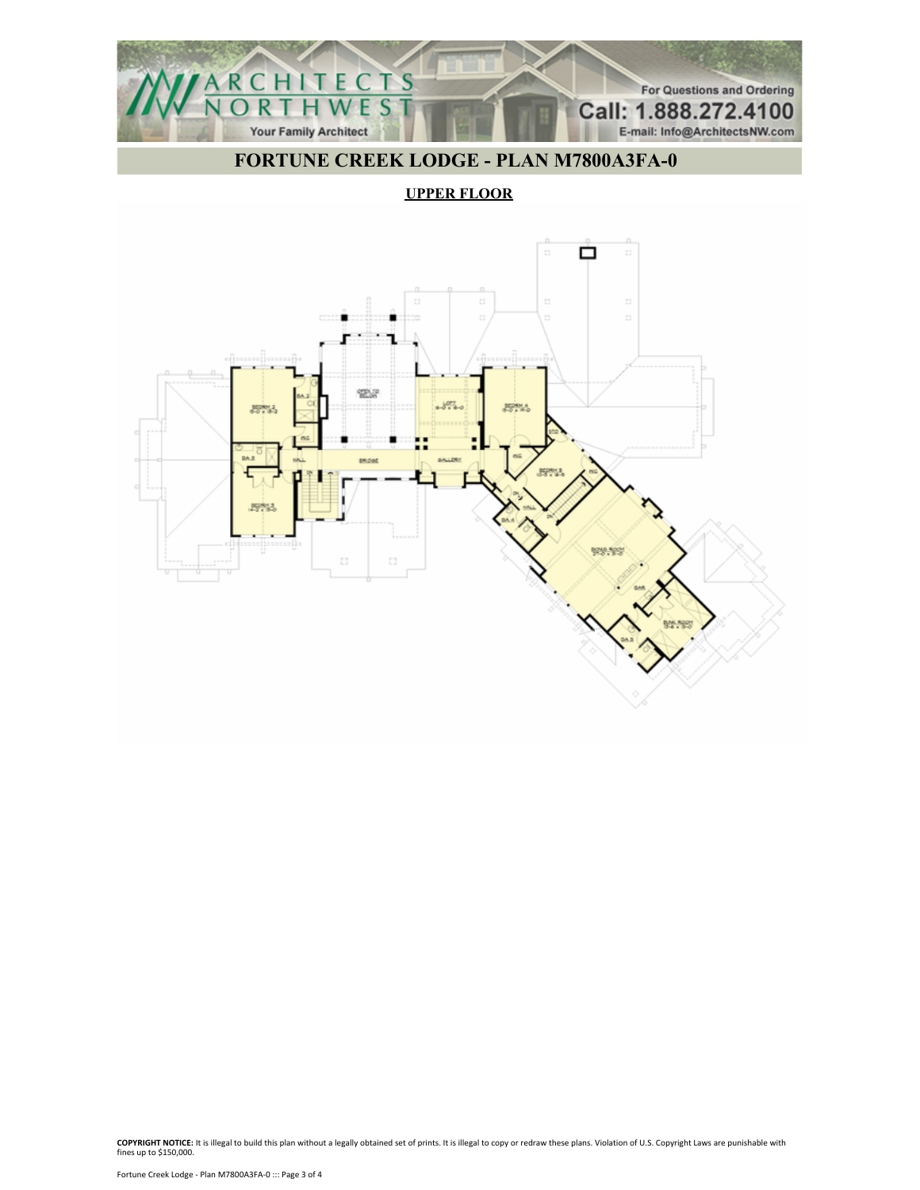# FORTUNE CREEK LODGE - PLAN M7800A3FA-0

## UPPER FLOOR

**COPYRIGHT NOTICE:** It is illegal to build this plan without a legally obtained set of prints. It is illegal to copy or redraw these plans. Violation of U.S. Copyright Laws are punishable with fines up to $150,000.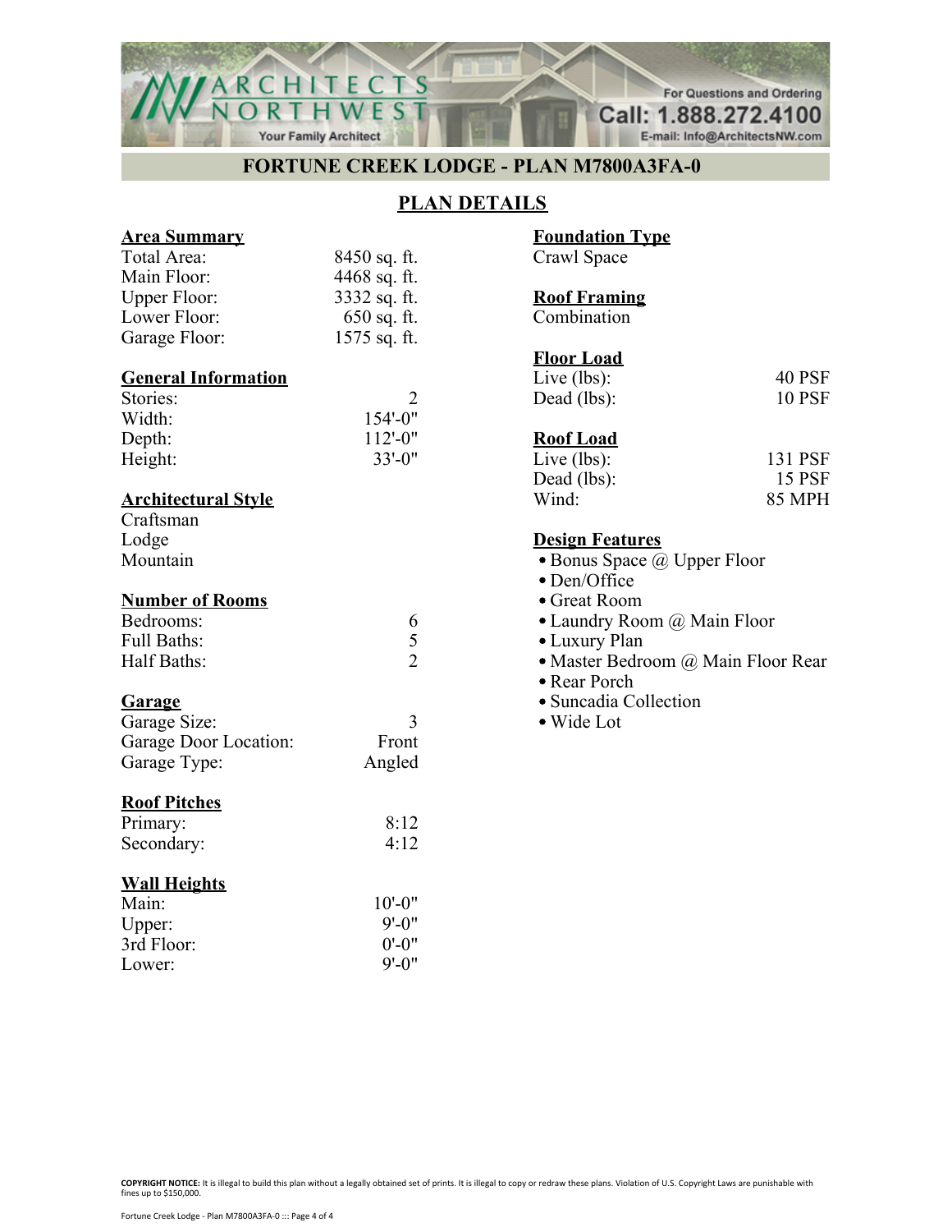# FORTUNE CREEK LODGE - PLAN M7800A3FA-0

## PLAN DETAILS

**Area Summary**

| | |
|---|---|
| Total Area: | 8450 sq. ft. |
| Main Floor: | 4468 sq. ft. |
| Upper Floor: | 3332 sq. ft. |
| Lower Floor: | 650 sq. ft. |
| Garage Floor: | 1575 sq. ft. |

**General Information**

| | |
|---|---|
| Stories: | 2 |
| Width: | 154'-0" |
| Depth: | 112'-0" |
| Height: | 33'-0" |

**Architectural Style**

Craftsman
Lodge
Mountain

**Number of Rooms**

| | |
|---|---|
| Bedrooms: | 6 |
| Full Baths: | 5 |
| Half Baths: | 2 |

**Garage**

| | |
|---|---|
| Garage Size: | 3 |
| Garage Door Location: | Front |
| Garage Type: | Angled |

**Roof Pitches**

| | |
|---|---|
| Primary: | 8:12 |
| Secondary: | 4:12 |

**Wall Heights**

| | |
|---|---|
| Main: | 10'-0" |
| Upper: | 9'-0" |
| 3rd Floor: | 0'-0" |
| Lower: | 9'-0" |

**Foundation Type**

Crawl Space

**Roof Framing**

Combination

**Floor Load**

| | |
|---|---|
| Live (lbs): | 40 PSF |
| Dead (lbs): | 10 PSF |

**Roof Load**

| | |
|---|---|
| Live (lbs): | 131 PSF |
| Dead (lbs): | 15 PSF |
| Wind: | 85 MPH |

**Design Features**

- Bonus Space @ Upper Floor
- Den/Office
- Great Room
- Laundry Room @ Main Floor
- Luxury Plan
- Master Bedroom @ Main Floor Rear
- Rear Porch
- Suncadia Collection
- Wide Lot

**COPYRIGHT NOTICE:** It is illegal to build this plan without a legally obtained set of prints. It is illegal to copy or redraw these plans. Violation of U.S. Copyright Laws are punishable with fines up to $150,000.